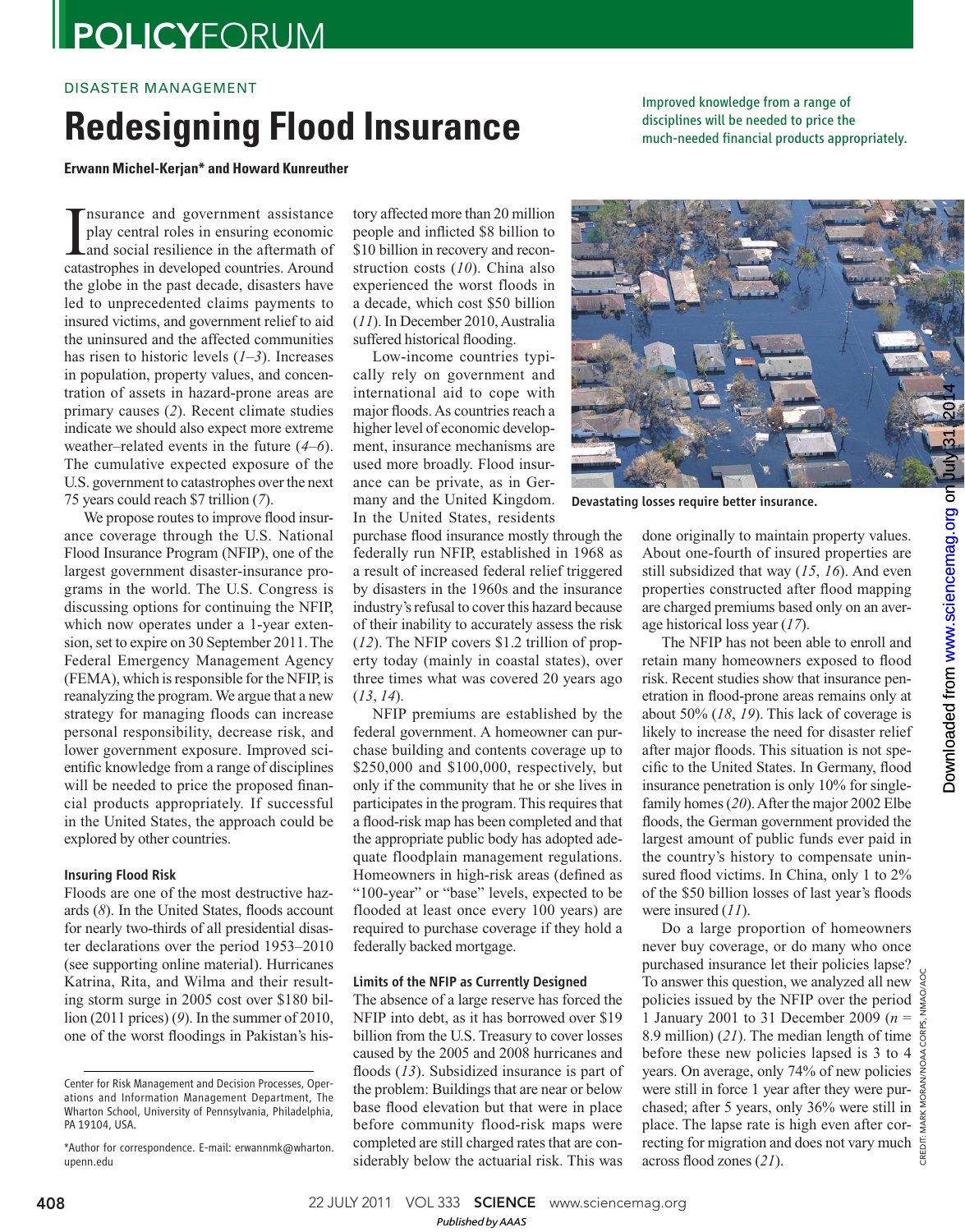DISASTER MANAGEMENT

# Redesigning Flood Insurance

*Improved knowledge from a range of disciplines will be needed to price the much-needed financial products appropriately.*

**Erwann Michel-Kerjan* and Howard Kunreuther**

Insurance and government assistance play central roles in ensuring economic and social resilience in the aftermath of catastrophes in developed countries. Around the globe in the past decade, disasters have led to unprecedented claims payments to insured victims, and government relief to aid the uninsured and the affected communities has risen to historic levels (*1*–*3*). Increases in population, property values, and concentration of assets in hazard-prone areas are primary causes (*2*). Recent climate studies indicate we should also expect more extreme weather–related events in the future (*4*–*6*). The cumulative expected exposure of the U.S. government to catastrophes over the next 75 years could reach $7 trillion (*7*).

We propose routes to improve flood insurance coverage through the U.S. National Flood Insurance Program (NFIP), one of the largest government disaster-insurance programs in the world. The U.S. Congress is discussing options for continuing the NFIP, which now operates under a 1-year extension, set to expire on 30 September 2011. The Federal Emergency Management Agency (FEMA), which is responsible for the NFIP, is reanalyzing the program. We argue that a new strategy for managing floods can increase personal responsibility, decrease risk, and lower government exposure. Improved scientific knowledge from a range of disciplines will be needed to price the proposed financial products appropriately. If successful in the United States, the approach could be explored by other countries.

### Insuring Flood Risk

Floods are one of the most destructive hazards (*8*). In the United States, floods account for nearly two-thirds of all presidential disaster declarations over the period 1953–2010 (see supporting online material). Hurricanes Katrina, Rita, and Wilma and their resulting storm surge in 2005 cost over $180 billion (2011 prices) (*9*). In the summer of 2010, one of the worst floodings in Pakistan's history affected more than 20 million people and inflicted $8 billion to $10 billion in recovery and reconstruction costs (*10*). China also experienced the worst floods in a decade, which cost $50 billion (*11*). In December 2010, Australia suffered historical flooding.

Low-income countries typically rely on government and international aid to cope with major floods. As countries reach a higher level of economic development, insurance mechanisms are used more broadly. Flood insurance can be private, as in Germany and the United Kingdom. In the United States, residents purchase flood insurance mostly through the federally run NFIP, established in 1968 as a result of increased federal relief triggered by disasters in the 1960s and the insurance industry's refusal to cover this hazard because of their inability to accurately assess the risk (*12*). The NFIP covers $1.2 trillion of property today (mainly in coastal states), over three times what was covered 20 years ago (*13*, *14*).

NFIP premiums are established by the federal government. A homeowner can purchase building and contents coverage up to $250,000 and $100,000, respectively, but only if the community that he or she lives in participates in the program. This requires that a flood-risk map has been completed and that the appropriate public body has adopted adequate floodplain management regulations. Homeowners in high-risk areas (defined as "100-year" or "base" levels, expected to be flooded at least once every 100 years) are required to purchase coverage if they hold a federally backed mortgage.

**Devastating losses require better insurance.**

### Limits of the NFIP as Currently Designed

The absence of a large reserve has forced the NFIP into debt, as it has borrowed over $19 billion from the U.S. Treasury to cover losses caused by the 2005 and 2008 hurricanes and floods (*13*). Subsidized insurance is part of the problem: Buildings that are near or below base flood elevation but that were in place before community flood-risk maps were completed are still charged rates that are considerably below the actuarial risk. This was done originally to maintain property values. About one-fourth of insured properties are still subsidized that way (*15*, *16*). And even properties constructed after flood mapping are charged premiums based only on an average historical loss year (*17*).

The NFIP has not been able to enroll and retain many homeowners exposed to flood risk. Recent studies show that insurance penetration in flood-prone areas remains only at about 50% (*18*, *19*). This lack of coverage is likely to increase the need for disaster relief after major floods. This situation is not specific to the United States. In Germany, flood insurance penetration is only 10% for single-family homes (*20*). After the major 2002 Elbe floods, the German government provided the largest amount of public funds ever paid in the country's history to compensate uninsured flood victims. In China, only 1 to 2% of the $50 billion losses of last year's floods were insured (*11*).

Do a large proportion of homeowners never buy coverage, or do many who once purchased insurance let their policies lapse? To answer this question, we analyzed all new policies issued by the NFIP over the period 1 January 2001 to 31 December 2009 ($n$ = 8.9 million) (*21*). The median length of time before these new policies lapsed is 3 to 4 years. On average, only 74% of new policies were still in force 1 year after they were purchased; after 5 years, only 36% were still in place. The lapse rate is high even after correcting for migration and does not vary much across flood zones (*21*).

---

Center for Risk Management and Decision Processes, Operations and Information Management Department, The Wharton School, University of Pennsylvania, Philadelphia, PA 19104, USA.

*Author for correspondence. E-mail: erwannmk@wharton.upenn.edu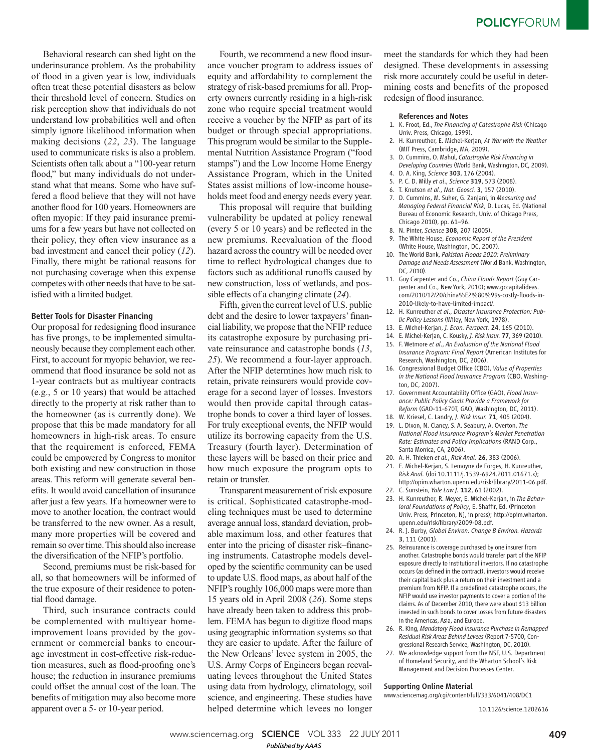Behavioral research can shed light on the underinsurance problem. As the probability of flood in a given year is low, individuals often treat these potential disasters as below their threshold level of concern. Studies on risk perception show that individuals do not understand low probabilities well and often simply ignore likelihood information when making decisions (*22*, *23*). The language used to communicate risks is also a problem. Scientists often talk about a "100-year return flood," but many individuals do not understand what that means. Some who have suffered a flood believe that they will not have another flood for 100 years. Homeowners are often myopic: If they paid insurance premiums for a few years but have not collected on their policy, they often view insurance as a bad investment and cancel their policy (*12*). Finally, there might be rational reasons for not purchasing coverage when this expense competes with other needs that have to be satisfied with a limited budget.

### Better Tools for Disaster Financing

Our proposal for redesigning flood insurance has five prongs, to be implemented simultaneously because they complement each other. First, to account for myopic behavior, we recommend that flood insurance be sold not as 1-year contracts but as multiyear contracts (e.g., 5 or 10 years) that would be attached directly to the property at risk rather than to the homeowner (as is currently done). We propose that this be made mandatory for all homeowners in high-risk areas. To ensure that the requirement is enforced, FEMA could be empowered by Congress to monitor both existing and new construction in those areas. This reform will generate several benefits. It would avoid cancellation of insurance after just a few years. If a homeowner were to move to another location, the contract would be transferred to the new owner. As a result, many more properties will be covered and remain so over time. This should also increase the diversification of the NFIP's portfolio.

Second, premiums must be risk-based for all, so that homeowners will be informed of the true exposure of their residence to potential flood damage.

Third, such insurance contracts could be complemented with multiyear home-improvement loans provided by the government or commercial banks to encourage investment in cost-effective risk-reduction measures, such as flood-proofing one's house; the reduction in insurance premiums could offset the annual cost of the loan. The benefits of mitigation may also become more apparent over a 5- or 10-year period.

Fourth, we recommend a new flood insurance voucher program to address issues of equity and affordability to complement the strategy of risk-based premiums for all. Property owners currently residing in a high-risk zone who require special treatment would receive a voucher by the NFIP as part of its budget or through special appropriations. This program would be similar to the Supplemental Nutrition Assistance Program ("food stamps") and the Low Income Home Energy Assistance Program, which in the United States assist millions of low-income households meet food and energy needs every year.

This proposal will require that building vulnerability be updated at policy renewal (every 5 or 10 years) and be reflected in the new premiums. Reevaluation of the flood hazard across the country will be needed over time to reflect hydrological changes due to factors such as additional runoffs caused by new construction, loss of wetlands, and possible effects of a changing climate (*24*).

Fifth, given the current level of U.S. public debt and the desire to lower taxpayers' financial liability, we propose that the NFIP reduce its catastrophe exposure by purchasing private reinsurance and catastrophe bonds (*13*, *25*). We recommend a four-layer approach. After the NFIP determines how much risk to retain, private reinsurers would provide coverage for a second layer of losses. Investors would then provide capital through catastrophe bonds to cover a third layer of losses. For truly exceptional events, the NFIP would utilize its borrowing capacity from the U.S. Treasury (fourth layer). Determination of these layers will be based on their price and how much exposure the program opts to retain or transfer.

Transparent measurement of risk exposure is critical. Sophisticated catastrophe-modeling techniques must be used to determine average annual loss, standard deviation, probable maximum loss, and other features that enter into the pricing of disaster risk–financing instruments. Catastrophe models developed by the scientific community can be used to update U.S. flood maps, as about half of the NFIP's roughly 106,000 maps were more than 15 years old in April 2008 (*26*). Some steps have already been taken to address this problem. FEMA has begun to digitize flood maps using geographic information systems so that they are easier to update. After the failure of the New Orleans' levee system in 2005, the U.S. Army Corps of Engineers began reevaluating levees throughout the United States using data from hydrology, climatology, soil science, and engineering. These studies have helped determine which levees no longer meet the standards for which they had been designed. These developments in assessing risk more accurately could be useful in determining costs and benefits of the proposed redesign of flood insurance.

#### References and Notes

1. K. Froot, Ed., *The Financing of Catastrophe Risk* (Chicago Univ. Press, Chicago, 1999).
2. H. Kunreuther, E. Michel-Kerjan, *At War with the Weather* (MIT Press, Cambridge, MA, 2009).
3. D. Cummins, O. Mahul, *Catastrophe Risk Financing in Developing Countries* (World Bank, Washington, DC, 2009).
4. D. A. King, *Science* **303**, 176 (2004).
5. P. C. D. Milly *et al*., *Science* **319**, 573 (2008).
6. T. Knutson *et al*., *Nat. Geosci.* **3**, 157 (2010).
7. D. Cummins, M. Suher, G. Zanjani, in *Measuring and Managing Federal Financial Risk*, D. Lucas, Ed. (National Bureau of Economic Research, Univ. of Chicago Press, Chicago 2010), pp. 61–96.
8. N. Pinter, *Science* **308**, 207 (2005).
9. The White House, *Economic Report of the President* (White House, Washington, DC, 2007).
10. The World Bank, *Pakistan Floods 2010: Preliminary Damage and Needs Assessment* (World Bank, Washington, DC, 2010).
11. Guy Carpenter and Co., *China Floods Report* (Guy Carpenter and Co., New York, 2010); www.gccapitalideas.com/2010/12/20/china%E2%80%99s-costly-floods-in-2010-likely-to-have-limited-impact/.
12. H. Kunreuther *et al*., *Disaster Insurance Protection: Public Policy Lessons* (Wiley, New York, 1978).
13. E. Michel-Kerjan, *J. Econ. Perspect.* **24**, 165 (2010).
14. E. Michel-Kerjan, C. Kousky, *J. Risk Insur.* **77**, 369 (2010).
15. F. Wetmore *et al*., *An Evaluation of the National Flood Insurance Program: Final Report* (American Institutes for Research, Washington, DC, 2006).
16. Congressional Budget Office (CBO), *Value of Properties in the National Flood Insurance Program* (CBO, Washington, DC, 2007).
17. Government Accountability Office (GAO), *Flood Insurance: Public Policy Goals Provide a Framework for Reform* (GAO-11-670T, GAO, Washington, DC, 2011).
18. W. Kriesel, C. Landry, *J. Risk Insur.* **71**, 405 (2004).
19. L. Dixon, N. Clancy, S. A. Seabury, A. Overton, *The National Flood Insurance Program's Market Penetration Rate: Estimates and Policy Implications* (RAND Corp., Santa Monica, CA, 2006).
20. A. H. Thieken *et al.*, *Risk Anal.* **26**, 383 (2006).
21. E. Michel-Kerjan, S. Lemoyne de Forges, H. Kunreuther, *Risk Anal.* (doi 10.1111/j.1539-6924.2011.01671.x); http://opim.wharton.upenn.edu/risk/library/2011-06.pdf.
22. C. Sunstein, *Yale Law J.* **112**, 61 (2002).
23. H. Kunreuther, R. Meyer, E. Michel-Kerjan, in *The Behavioral Foundations of Policy*, E. Shaffir, Ed. (Princeton Univ. Press, Princeton, NJ, in press); http://opim.wharton.upenn.edu/risk/library/2009-08.pdf.
24. R. J. Burby, *Global Environ. Change B Environ. Hazards* **3**, 111 (2001).
25. Reinsurance is coverage purchased by one insurer from another. Catastrophe bonds would transfer part of the NFIP exposure directly to institutional investors. If no catastrophe occurs (as defined in the contract), investors would receive their capital back plus a return on their investment and a premium from NFIP. If a predefined catastrophe occurs, the NFIP would use investor payments to cover a portion of the claims. As of December 2010, there were about $13 billion invested in such bonds to cover losses from future disasters in the Americas, Asia, and Europe.
26. R. King, *Mandatory Flood Insurance Purchase in Remapped Residual Risk Areas Behind Levees* (Report 7-5700, Congressional Research Service, Washington, DC, 2010).
27. We acknowledge support from the NSF, U.S. Department of Homeland Security, and the Wharton School's Risk Management and Decision Processes Center.

#### Supporting Online Material

www.sciencemag.org/cgi/content/full/333/6041/408/DC1

10.1126/science.1202616